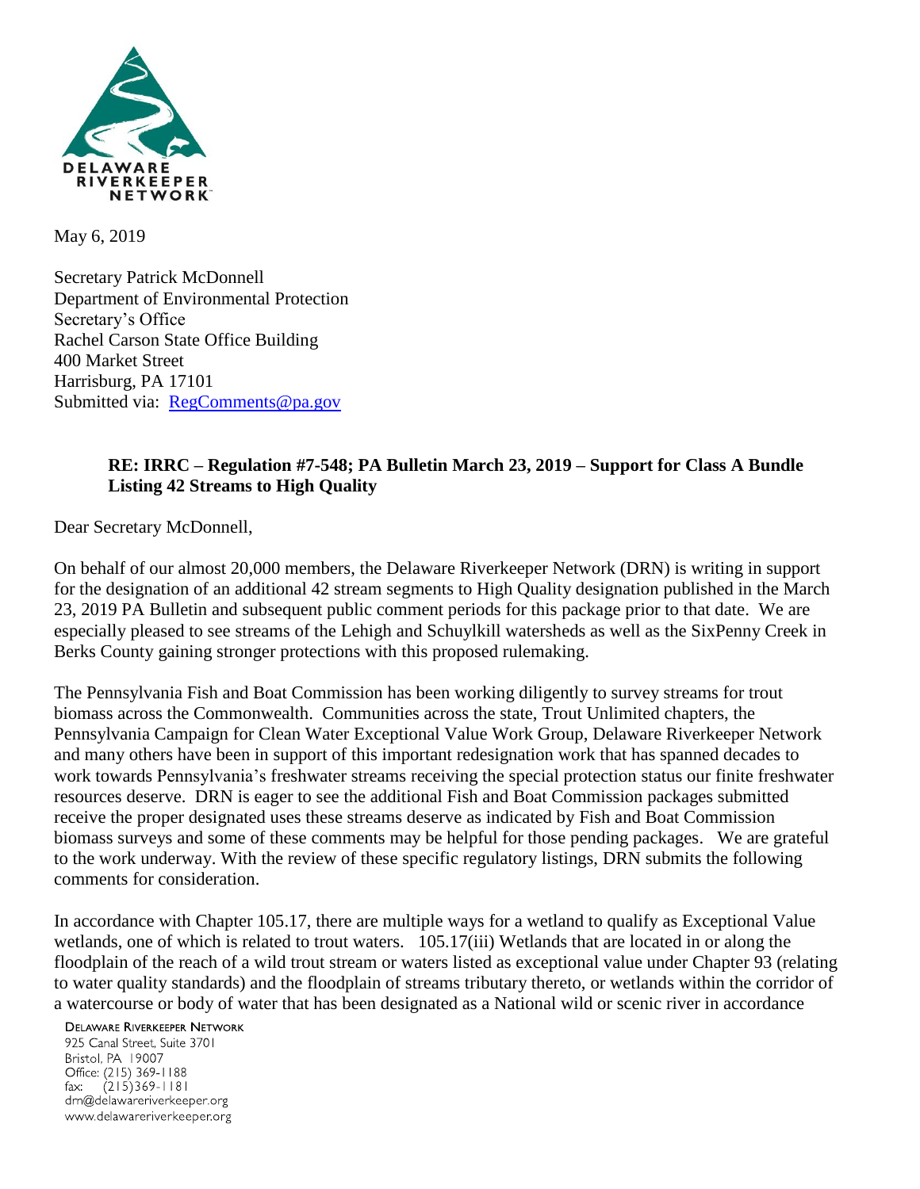DELAWARE RIVERKEEPER NETWORK

May 6, 2019

Secretary Patrick McDonnell
Department of Environmental Protection
Secretary's Office
Rachel Carson State Office Building
400 Market Street
Harrisburg, PA 17101
Submitted via: [RegComments@pa.gov](mailto:RegComments@pa.gov)

**RE: IRRC – Regulation #7-548; PA Bulletin March 23, 2019 – Support for Class A Bundle Listing 42 Streams to High Quality**

Dear Secretary McDonnell,

On behalf of our almost 20,000 members, the Delaware Riverkeeper Network (DRN) is writing in support for the designation of an additional 42 stream segments to High Quality designation published in the March 23, 2019 PA Bulletin and subsequent public comment periods for this package prior to that date. We are especially pleased to see streams of the Lehigh and Schuylkill watersheds as well as the SixPenny Creek in Berks County gaining stronger protections with this proposed rulemaking.

The Pennsylvania Fish and Boat Commission has been working diligently to survey streams for trout biomass across the Commonwealth. Communities across the state, Trout Unlimited chapters, the Pennsylvania Campaign for Clean Water Exceptional Value Work Group, Delaware Riverkeeper Network and many others have been in support of this important redesignation work that has spanned decades to work towards Pennsylvania's freshwater streams receiving the special protection status our finite freshwater resources deserve. DRN is eager to see the additional Fish and Boat Commission packages submitted receive the proper designated uses these streams deserve as indicated by Fish and Boat Commission biomass surveys and some of these comments may be helpful for those pending packages. We are grateful to the work underway. With the review of these specific regulatory listings, DRN submits the following comments for consideration.

In accordance with Chapter 105.17, there are multiple ways for a wetland to qualify as Exceptional Value wetlands, one of which is related to trout waters. 105.17(iii) Wetlands that are located in or along the floodplain of the reach of a wild trout stream or waters listed as exceptional value under Chapter 93 (relating to water quality standards) and the floodplain of streams tributary thereto, or wetlands within the corridor of a watercourse or body of water that has been designated as a National wild or scenic river in accordance

DELAWARE RIVERKEEPER NETWORK
925 Canal Street, Suite 3701
Bristol, PA 19007
Office: (215) 369-1188
fax: (215)369-1181
drn@delawareriverkeeper.org
www.delawareriverkeeper.org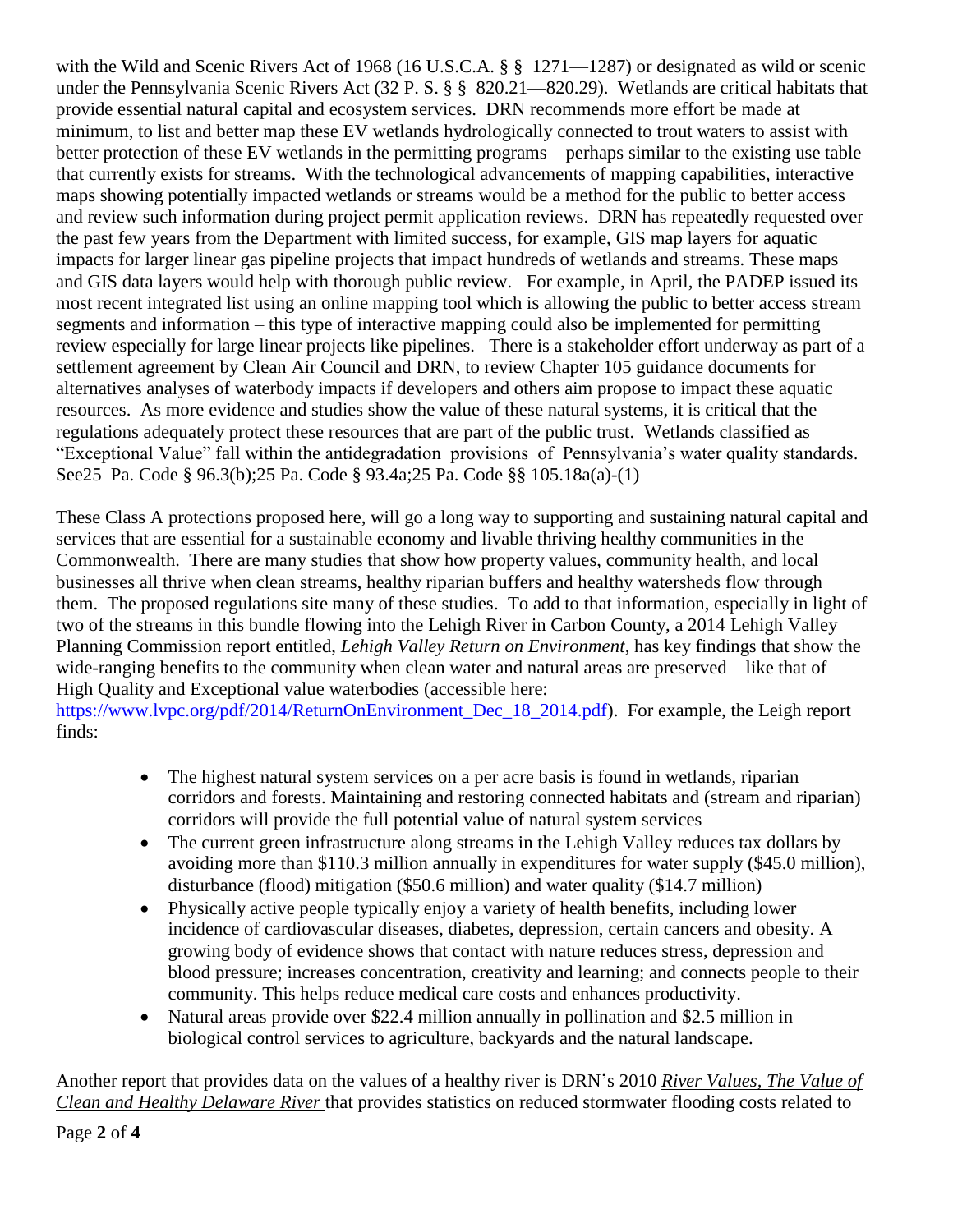with the Wild and Scenic Rivers Act of 1968 (16 U.S.C.A. § § 1271—1287) or designated as wild or scenic under the Pennsylvania Scenic Rivers Act (32 P. S. § § 820.21—820.29). Wetlands are critical habitats that provide essential natural capital and ecosystem services. DRN recommends more effort be made at minimum, to list and better map these EV wetlands hydrologically connected to trout waters to assist with better protection of these EV wetlands in the permitting programs – perhaps similar to the existing use table that currently exists for streams. With the technological advancements of mapping capabilities, interactive maps showing potentially impacted wetlands or streams would be a method for the public to better access and review such information during project permit application reviews. DRN has repeatedly requested over the past few years from the Department with limited success, for example, GIS map layers for aquatic impacts for larger linear gas pipeline projects that impact hundreds of wetlands and streams. These maps and GIS data layers would help with thorough public review. For example, in April, the PADEP issued its most recent integrated list using an online mapping tool which is allowing the public to better access stream segments and information – this type of interactive mapping could also be implemented for permitting review especially for large linear projects like pipelines. There is a stakeholder effort underway as part of a settlement agreement by Clean Air Council and DRN, to review Chapter 105 guidance documents for alternatives analyses of waterbody impacts if developers and others aim propose to impact these aquatic resources. As more evidence and studies show the value of these natural systems, it is critical that the regulations adequately protect these resources that are part of the public trust. Wetlands classified as "Exceptional Value" fall within the antidegradation provisions of Pennsylvania's water quality standards. See25 Pa. Code § 96.3(b);25 Pa. Code § 93.4a;25 Pa. Code §§ 105.18a(a)-(1)

These Class A protections proposed here, will go a long way to supporting and sustaining natural capital and services that are essential for a sustainable economy and livable thriving healthy communities in the Commonwealth. There are many studies that show how property values, community health, and local businesses all thrive when clean streams, healthy riparian buffers and healthy watersheds flow through them. The proposed regulations site many of these studies. To add to that information, especially in light of two of the streams in this bundle flowing into the Lehigh River in Carbon County, a 2014 Lehigh Valley Planning Commission report entitled, *Lehigh Valley Return on Environment,* has key findings that show the wide-ranging benefits to the community when clean water and natural areas are preserved – like that of High Quality and Exceptional value waterbodies (accessible here: https://www.lvpc.org/pdf/2014/ReturnOnEnvironment_Dec_18_2014.pdf). For example, the Leigh report finds:

- The highest natural system services on a per acre basis is found in wetlands, riparian corridors and forests. Maintaining and restoring connected habitats and (stream and riparian) corridors will provide the full potential value of natural system services
- The current green infrastructure along streams in the Lehigh Valley reduces tax dollars by avoiding more than $110.3 million annually in expenditures for water supply ($45.0 million), disturbance (flood) mitigation ($50.6 million) and water quality ($14.7 million)
- Physically active people typically enjoy a variety of health benefits, including lower incidence of cardiovascular diseases, diabetes, depression, certain cancers and obesity. A growing body of evidence shows that contact with nature reduces stress, depression and blood pressure; increases concentration, creativity and learning; and connects people to their community. This helps reduce medical care costs and enhances productivity.
- Natural areas provide over $22.4 million annually in pollination and $2.5 million in biological control services to agriculture, backyards and the natural landscape.

Another report that provides data on the values of a healthy river is DRN's 2010 *River Values, The Value of Clean and Healthy Delaware River* that provides statistics on reduced stormwater flooding costs related to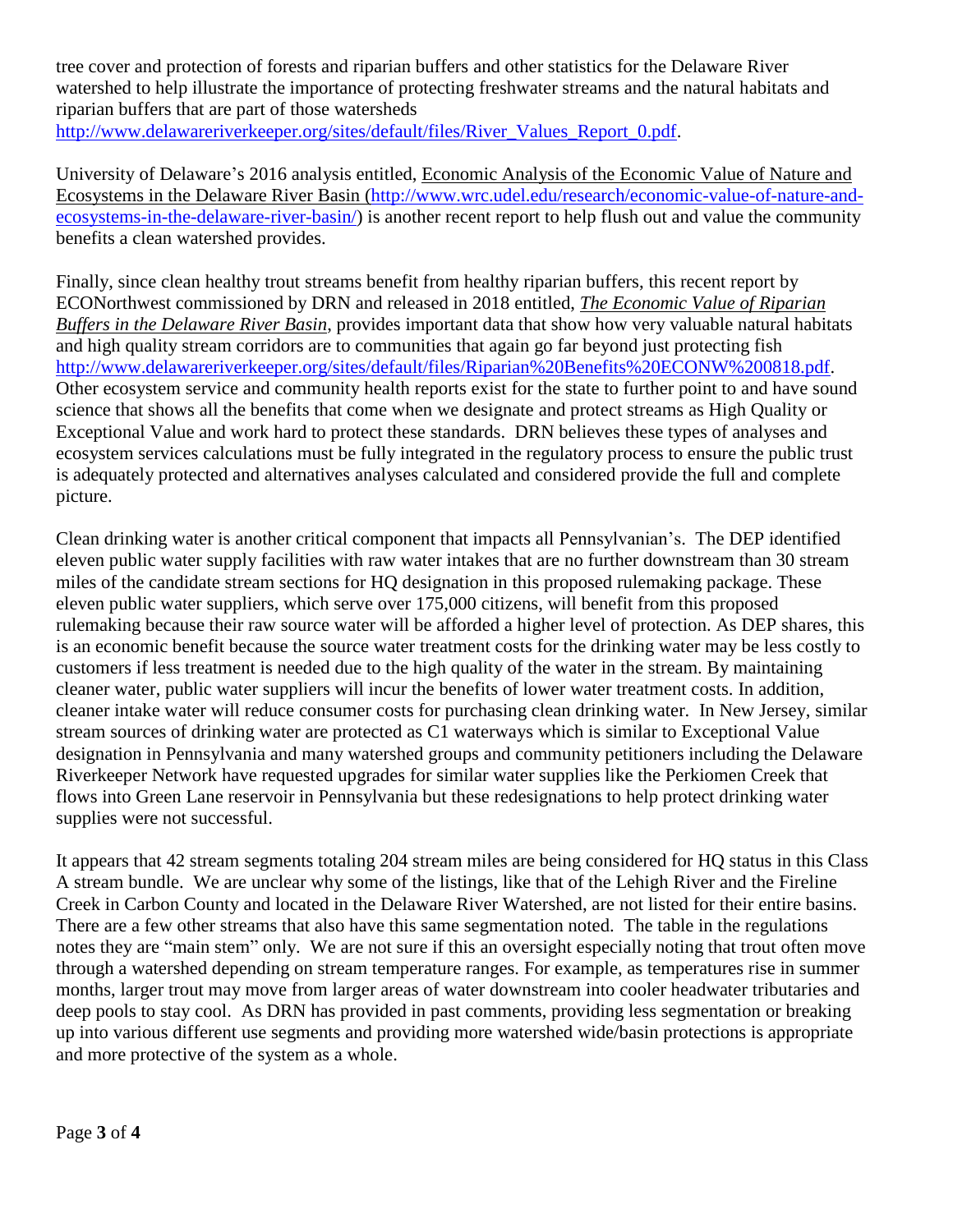tree cover and protection of forests and riparian buffers and other statistics for the Delaware River watershed to help illustrate the importance of protecting freshwater streams and the natural habitats and riparian buffers that are part of those watersheds http://www.delawareriverkeeper.org/sites/default/files/River_Values_Report_0.pdf.

University of Delaware's 2016 analysis entitled, Economic Analysis of the Economic Value of Nature and Ecosystems in the Delaware River Basin (http://www.wrc.udel.edu/research/economic-value-of-nature-and-ecosystems-in-the-delaware-river-basin/) is another recent report to help flush out and value the community benefits a clean watershed provides.

Finally, since clean healthy trout streams benefit from healthy riparian buffers, this recent report by ECONorthwest commissioned by DRN and released in 2018 entitled, *The Economic Value of Riparian Buffers in the Delaware River Basin*, provides important data that show how very valuable natural habitats and high quality stream corridors are to communities that again go far beyond just protecting fish http://www.delawareriverkeeper.org/sites/default/files/Riparian%20Benefits%20ECONW%200818.pdf. Other ecosystem service and community health reports exist for the state to further point to and have sound science that shows all the benefits that come when we designate and protect streams as High Quality or Exceptional Value and work hard to protect these standards. DRN believes these types of analyses and ecosystem services calculations must be fully integrated in the regulatory process to ensure the public trust is adequately protected and alternatives analyses calculated and considered provide the full and complete picture.

Clean drinking water is another critical component that impacts all Pennsylvanian's. The DEP identified eleven public water supply facilities with raw water intakes that are no further downstream than 30 stream miles of the candidate stream sections for HQ designation in this proposed rulemaking package. These eleven public water suppliers, which serve over 175,000 citizens, will benefit from this proposed rulemaking because their raw source water will be afforded a higher level of protection. As DEP shares, this is an economic benefit because the source water treatment costs for the drinking water may be less costly to customers if less treatment is needed due to the high quality of the water in the stream. By maintaining cleaner water, public water suppliers will incur the benefits of lower water treatment costs. In addition, cleaner intake water will reduce consumer costs for purchasing clean drinking water. In New Jersey, similar stream sources of drinking water are protected as C1 waterways which is similar to Exceptional Value designation in Pennsylvania and many watershed groups and community petitioners including the Delaware Riverkeeper Network have requested upgrades for similar water supplies like the Perkiomen Creek that flows into Green Lane reservoir in Pennsylvania but these redesignations to help protect drinking water supplies were not successful.

It appears that 42 stream segments totaling 204 stream miles are being considered for HQ status in this Class A stream bundle. We are unclear why some of the listings, like that of the Lehigh River and the Fireline Creek in Carbon County and located in the Delaware River Watershed, are not listed for their entire basins. There are a few other streams that also have this same segmentation noted. The table in the regulations notes they are "main stem" only. We are not sure if this an oversight especially noting that trout often move through a watershed depending on stream temperature ranges. For example, as temperatures rise in summer months, larger trout may move from larger areas of water downstream into cooler headwater tributaries and deep pools to stay cool. As DRN has provided in past comments, providing less segmentation or breaking up into various different use segments and providing more watershed wide/basin protections is appropriate and more protective of the system as a whole.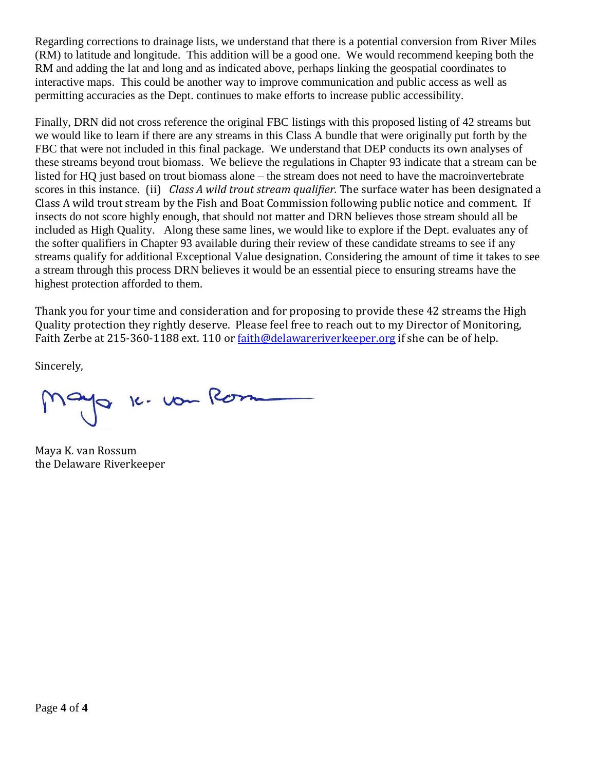Regarding corrections to drainage lists, we understand that there is a potential conversion from River Miles (RM) to latitude and longitude. This addition will be a good one. We would recommend keeping both the RM and adding the lat and long and as indicated above, perhaps linking the geospatial coordinates to interactive maps. This could be another way to improve communication and public access as well as permitting accuracies as the Dept. continues to make efforts to increase public accessibility.

Finally, DRN did not cross reference the original FBC listings with this proposed listing of 42 streams but we would like to learn if there are any streams in this Class A bundle that were originally put forth by the FBC that were not included in this final package. We understand that DEP conducts its own analyses of these streams beyond trout biomass. We believe the regulations in Chapter 93 indicate that a stream can be listed for HQ just based on trout biomass alone – the stream does not need to have the macroinvertebrate scores in this instance. (ii) *Class A wild trout stream qualifier.* The surface water has been designated a Class A wild trout stream by the Fish and Boat Commission following public notice and comment. If insects do not score highly enough, that should not matter and DRN believes those stream should all be included as High Quality. Along these same lines, we would like to explore if the Dept. evaluates any of the softer qualifiers in Chapter 93 available during their review of these candidate streams to see if any streams qualify for additional Exceptional Value designation. Considering the amount of time it takes to see a stream through this process DRN believes it would be an essential piece to ensuring streams have the highest protection afforded to them.

Thank you for your time and consideration and for proposing to provide these 42 streams the High Quality protection they rightly deserve. Please feel free to reach out to my Director of Monitoring, Faith Zerbe at 215-360-1188 ext. 110 or faith@delawareriverkeeper.org if she can be of help.

Sincerely,

Maya K. van Rossum
the Delaware Riverkeeper